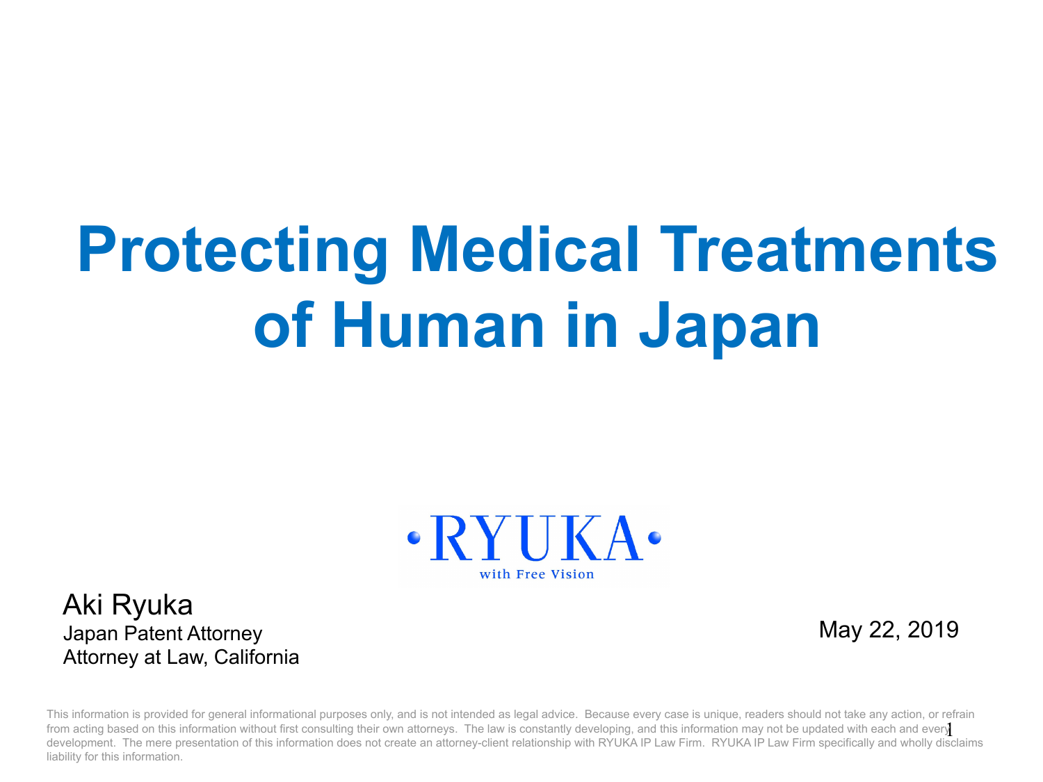# Protecting Medical Treatments of Human in Japan

RYUKA

with Free Vision

Aki Ryuka

Japan Patent Attorney

Attorney at Law, California

May 22, 2019

This information is provided for general informational purposes only, and is not intended as legal advice. Because every case is unique, readers should not take any action, or refrain from acting based on this information without first consulting their own attorneys. The law is constantly developing, and this information may not be updated with each and every development. The mere presentation of this information does not create an attorney-client relationship with RYUKA IP Law Firm. RYUKA IP Law Firm specifically and wholly disclaims liability for this information.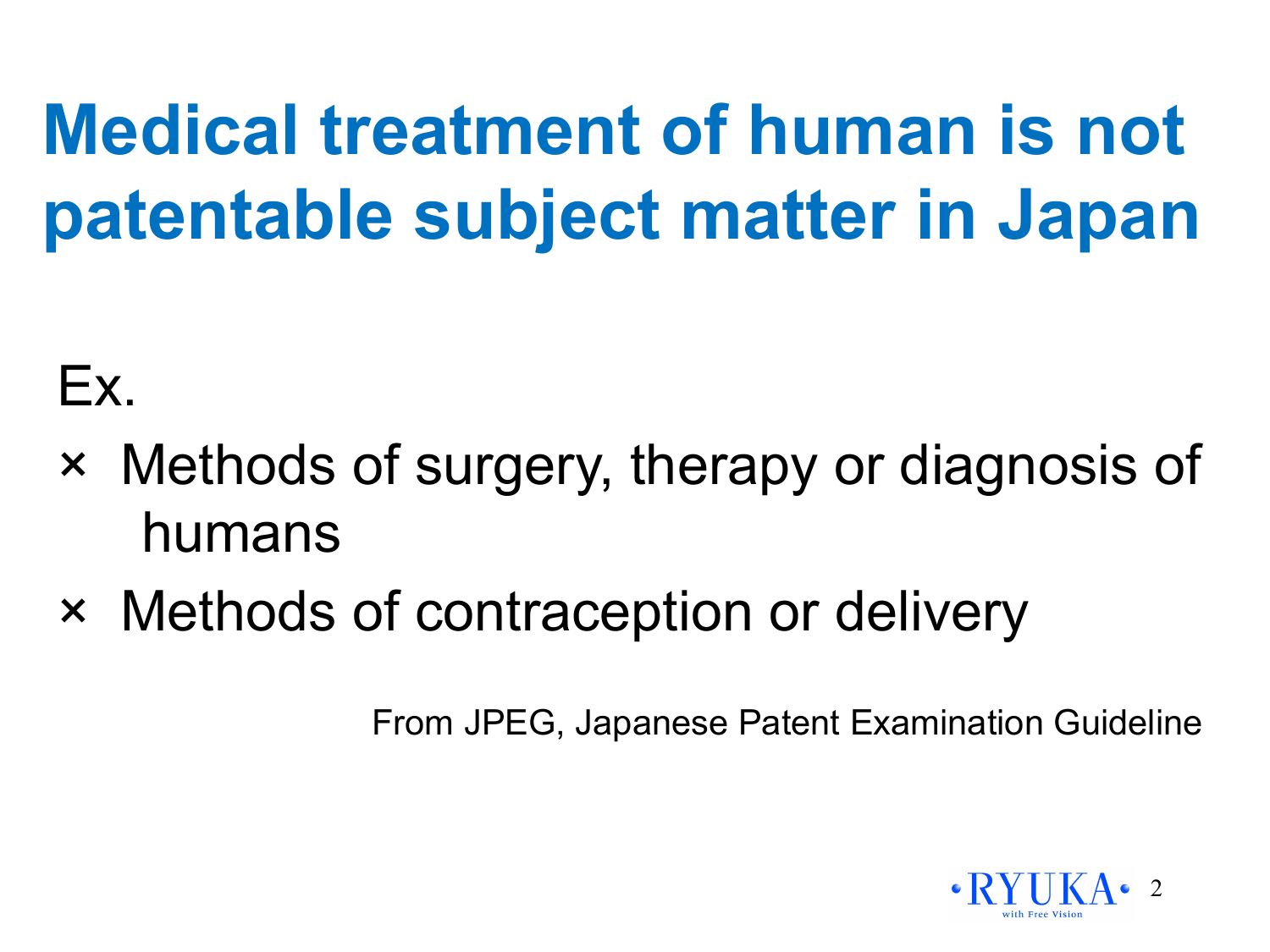# Medical treatment of human is not patentable subject matter in Japan

Ex.

× Methods of surgery, therapy or diagnosis of humans

× Methods of contraception or delivery

From JPEG, Japanese Patent Examination Guideline

•RYUKA•
with Free Vision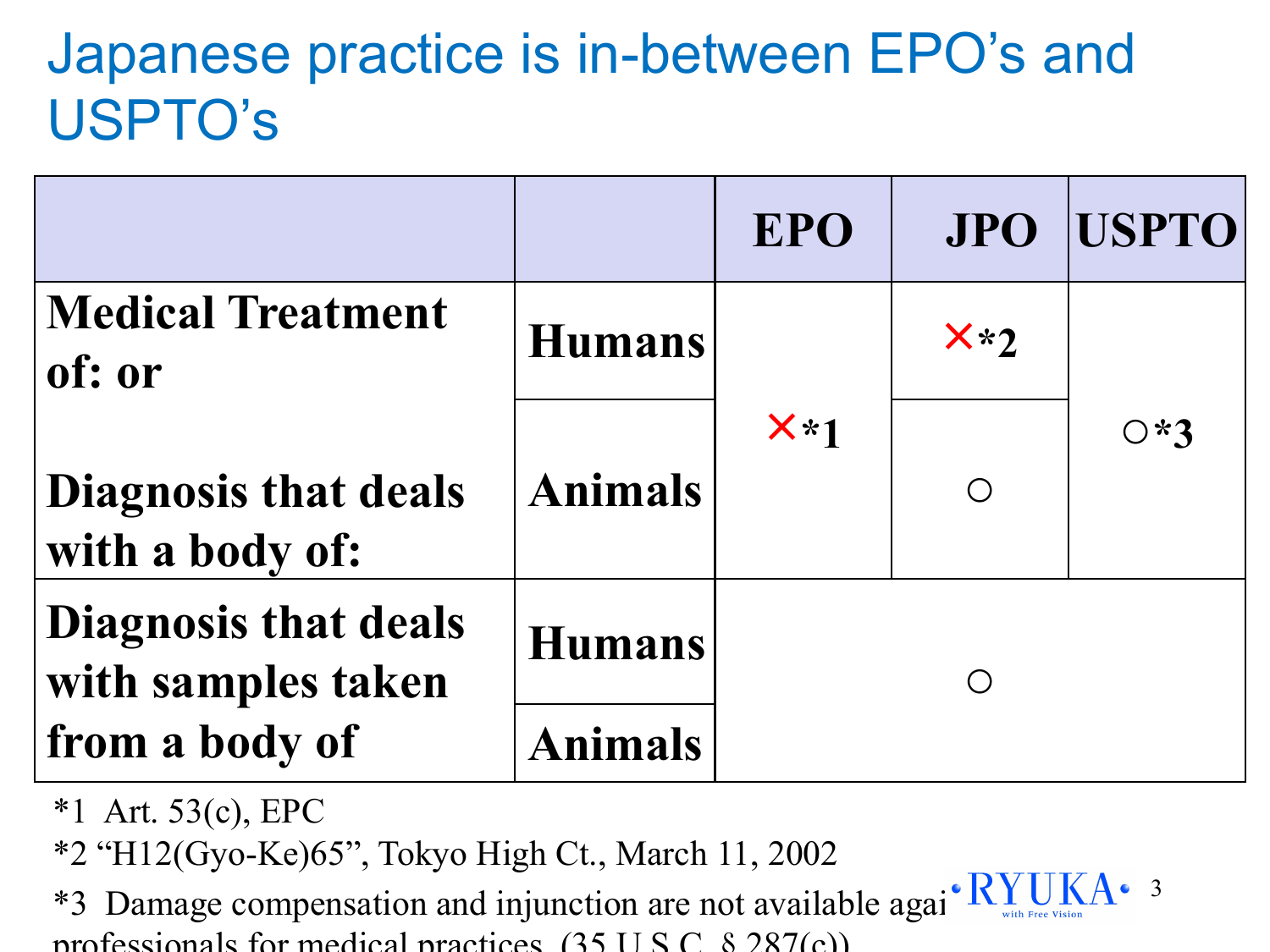# Japanese practice is in-between EPO's and USPTO's

| | | EPO | JPO | USPTO |
|---|---|---|---|---|
| Medical Treatment of: or Diagnosis that deals with a body of: | Humans | ×*1 | ×*2 | ○*3 |
| | Animals | | ○ | |
| Diagnosis that deals with samples taken from a body of | Humans | ○ | | |
| | Animals | | | |

*1 Art. 53(c), EPC

*2 "H12(Gyo-Ke)65", Tokyo High Ct., March 11, 2002

*3 Damage compensation and injunction are not available agai professionals for medical practices. (35 U.S.C. § 287(c))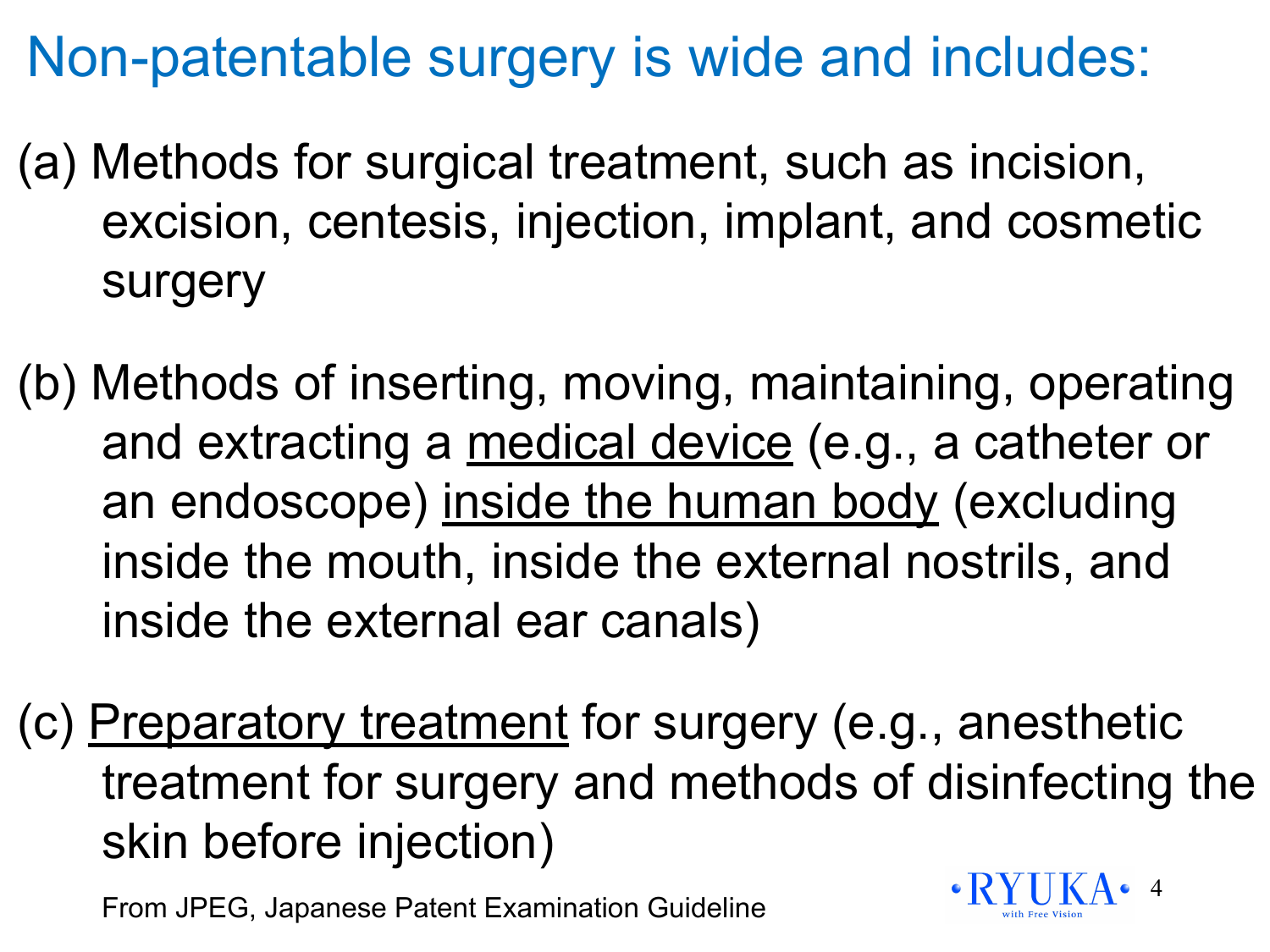# Non-patentable surgery is wide and includes:

(a) Methods for surgical treatment, such as incision, excision, centesis, injection, implant, and cosmetic surgery

(b) Methods of inserting, moving, maintaining, operating and extracting a <u>medical device</u> (e.g., a catheter or an endoscope) <u>inside the human body</u> (excluding inside the mouth, inside the external nostrils, and inside the external ear canals)

(c) <u>Preparatory treatment</u> for surgery (e.g., anesthetic treatment for surgery and methods of disinfecting the skin before injection)

From JPEG, Japanese Patent Examination Guideline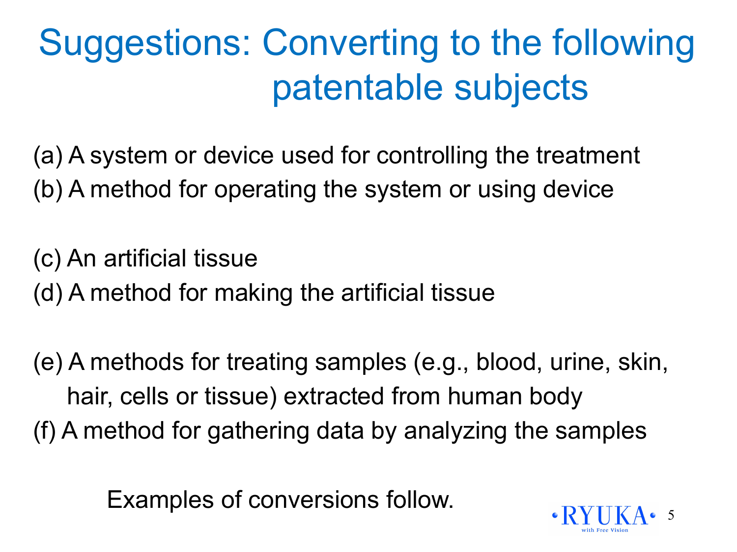# Suggestions: Converting to the following patentable subjects

(a) A system or device used for controlling the treatment
(b) A method for operating the system or using device

(c) An artificial tissue
(d) A method for making the artificial tissue

(e) A methods for treating samples (e.g., blood, urine, skin, hair, cells or tissue) extracted from human body
(f) A method for gathering data by analyzing the samples

Examples of conversions follow.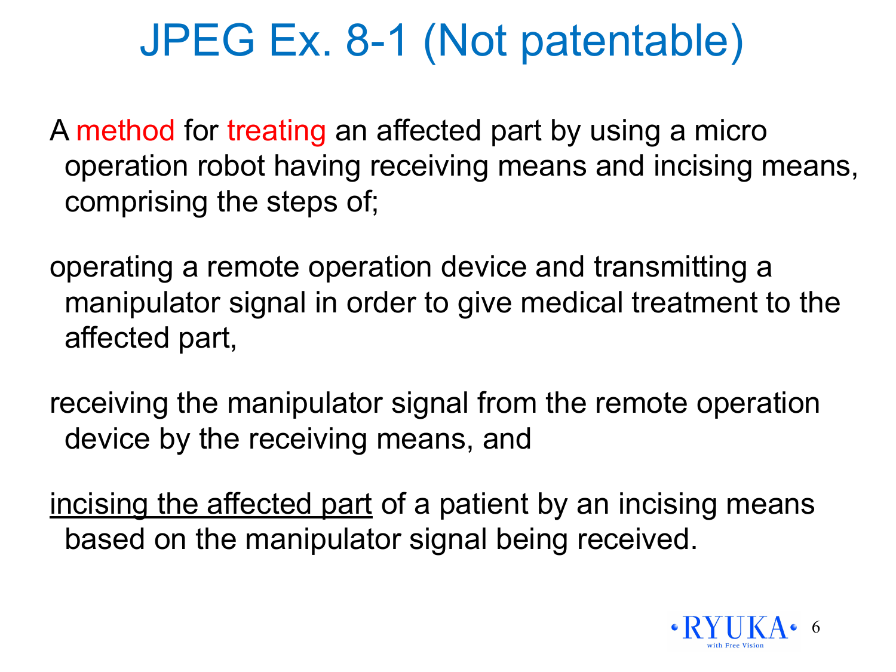# JPEG Ex. 8-1 (Not patentable)

A method for treating an affected part by using a micro operation robot having receiving means and incising means, comprising the steps of;

operating a remote operation device and transmitting a manipulator signal in order to give medical treatment to the affected part,

receiving the manipulator signal from the remote operation device by the receiving means, and

<u>incising the affected part</u> of a patient by an incising means based on the manipulator signal being received.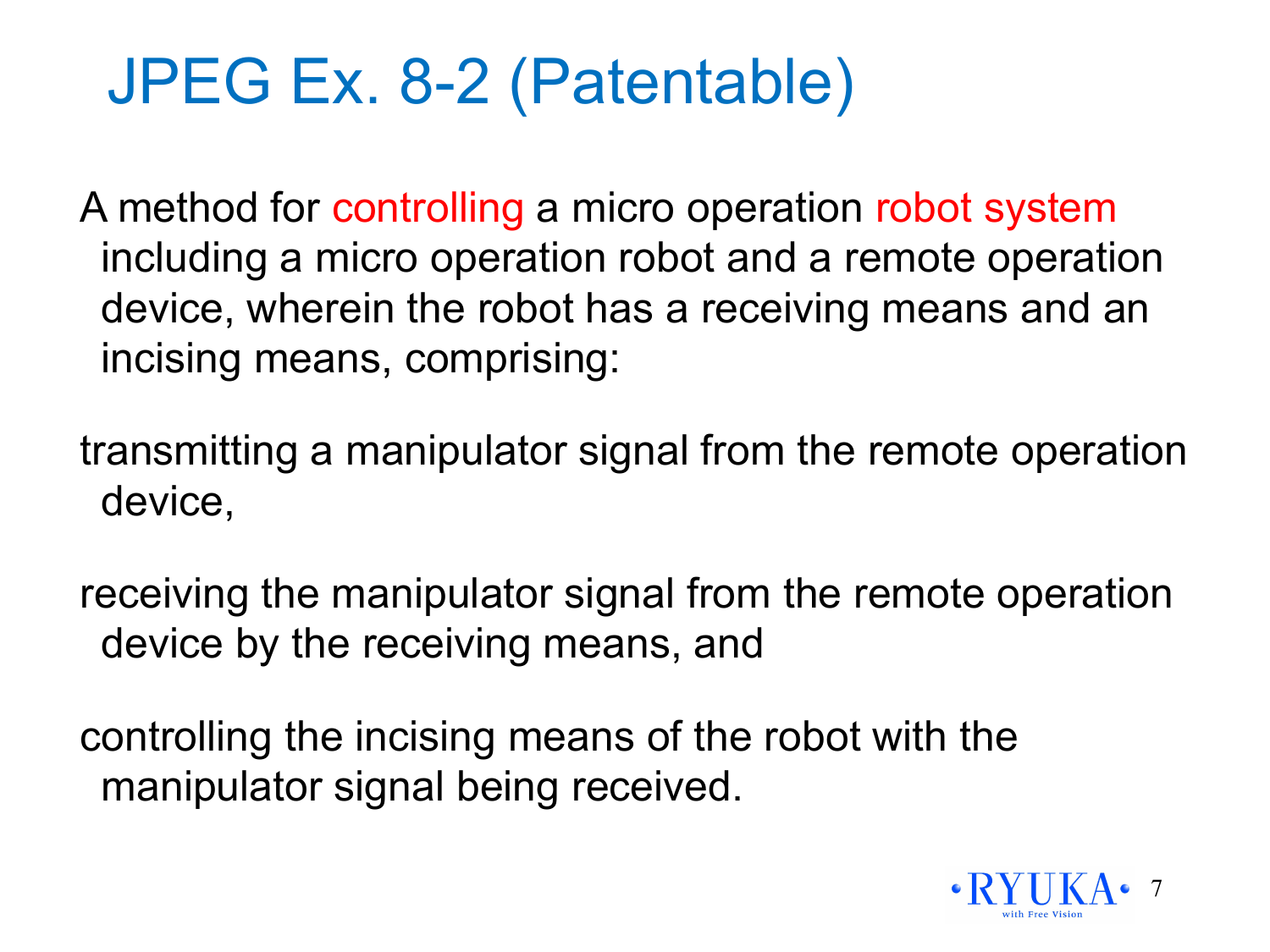# JPEG Ex. 8-2 (Patentable)

A method for controlling a micro operation robot system including a micro operation robot and a remote operation device, wherein the robot has a receiving means and an incising means, comprising:

transmitting a manipulator signal from the remote operation device,

receiving the manipulator signal from the remote operation device by the receiving means, and

controlling the incising means of the robot with the manipulator signal being received.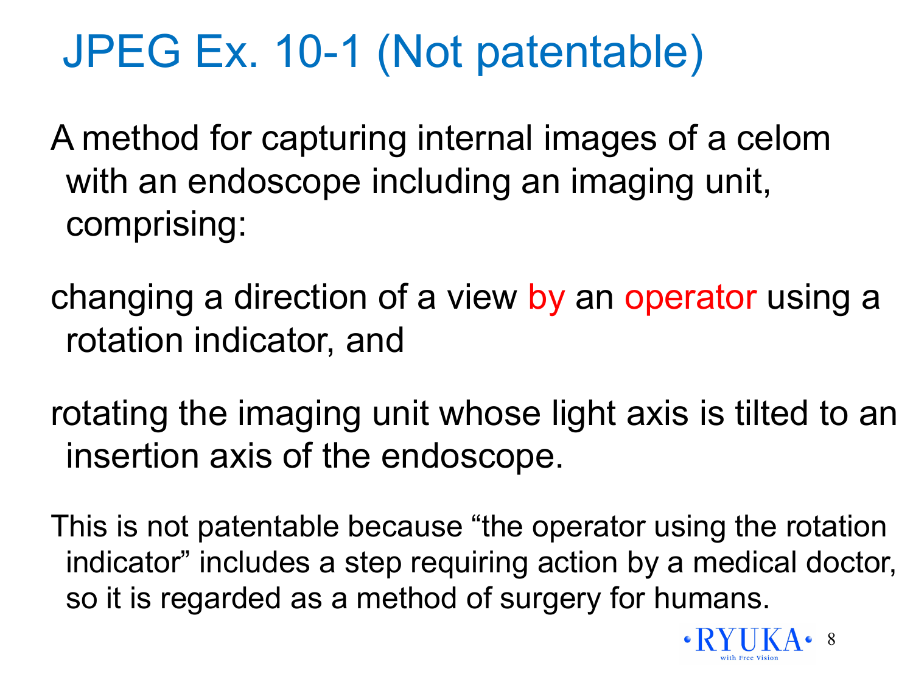# JPEG Ex. 10-1 (Not patentable)

A method for capturing internal images of a celom with an endoscope including an imaging unit, comprising:

changing a direction of a view by an operator using a rotation indicator, and

rotating the imaging unit whose light axis is tilted to an insertion axis of the endoscope.

This is not patentable because “the operator using the rotation indicator” includes a step requiring action by a medical doctor, so it is regarded as a method of surgery for humans.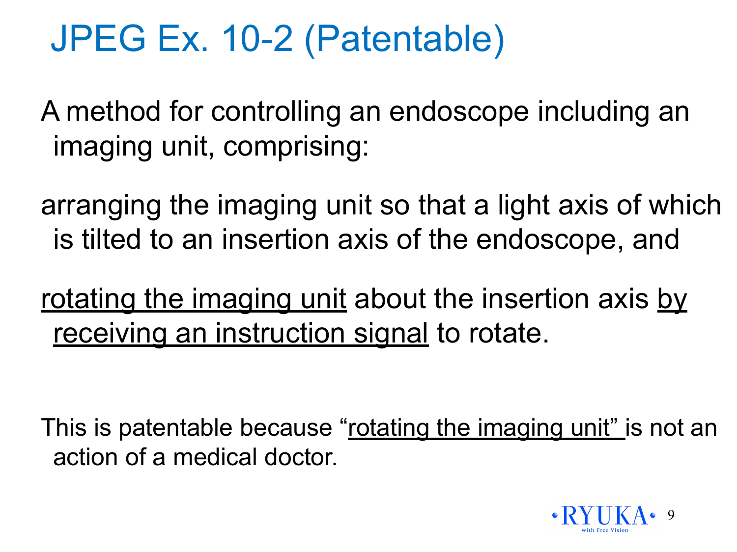# JPEG Ex. 10-2 (Patentable)

A method for controlling an endoscope including an imaging unit, comprising:

arranging the imaging unit so that a light axis of which is tilted to an insertion axis of the endoscope, and

<u>rotating the imaging unit</u> about the insertion axis <u>by receiving an instruction signal</u> to rotate.

This is patentable because "<u>rotating the imaging unit</u>" is not an action of a medical doctor.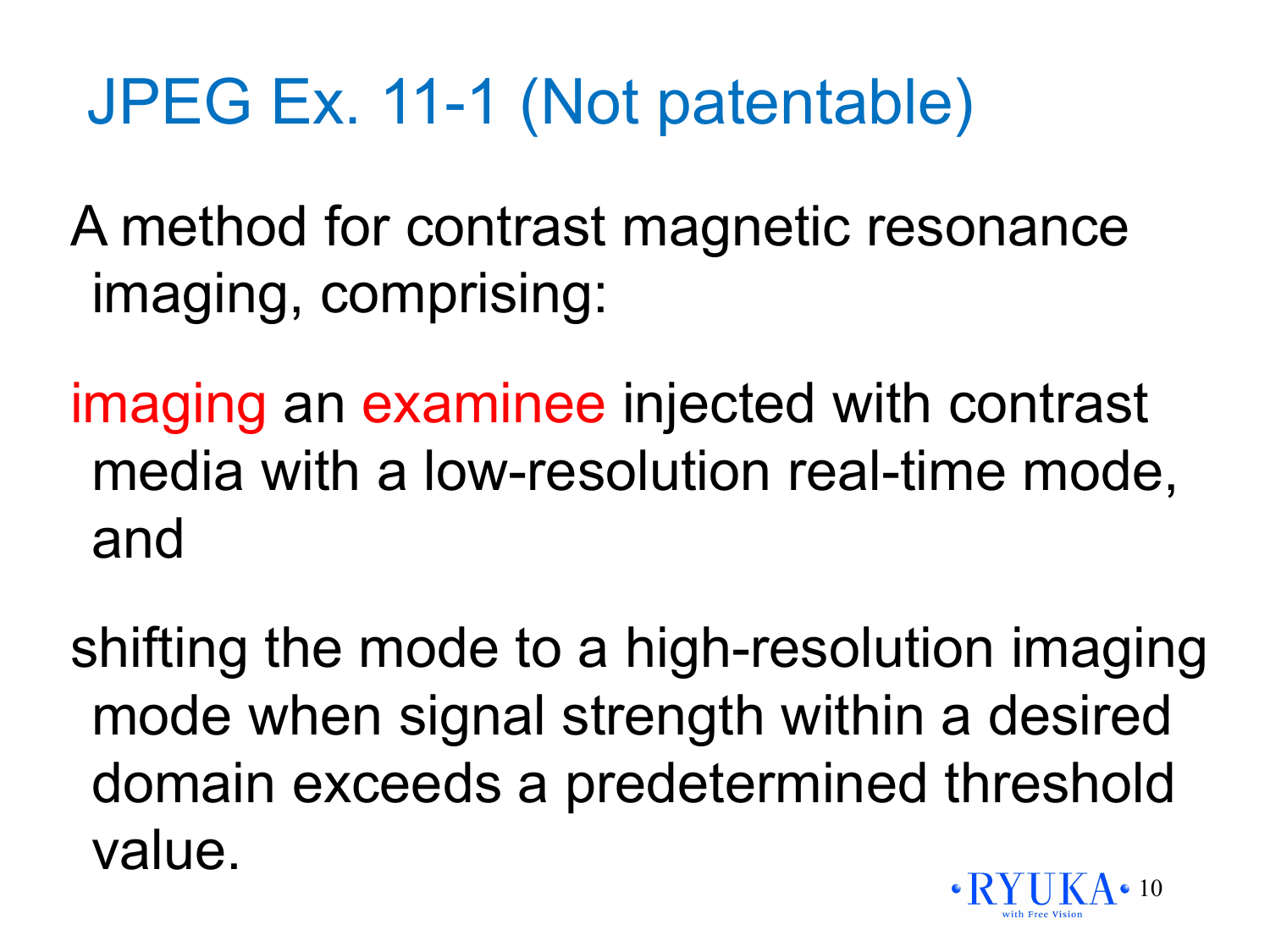# JPEG Ex. 11-1 (Not patentable)

A method for contrast magnetic resonance imaging, comprising:

imaging an examinee injected with contrast media with a low-resolution real-time mode, and

shifting the mode to a high-resolution imaging mode when signal strength within a desired domain exceeds a predetermined threshold value.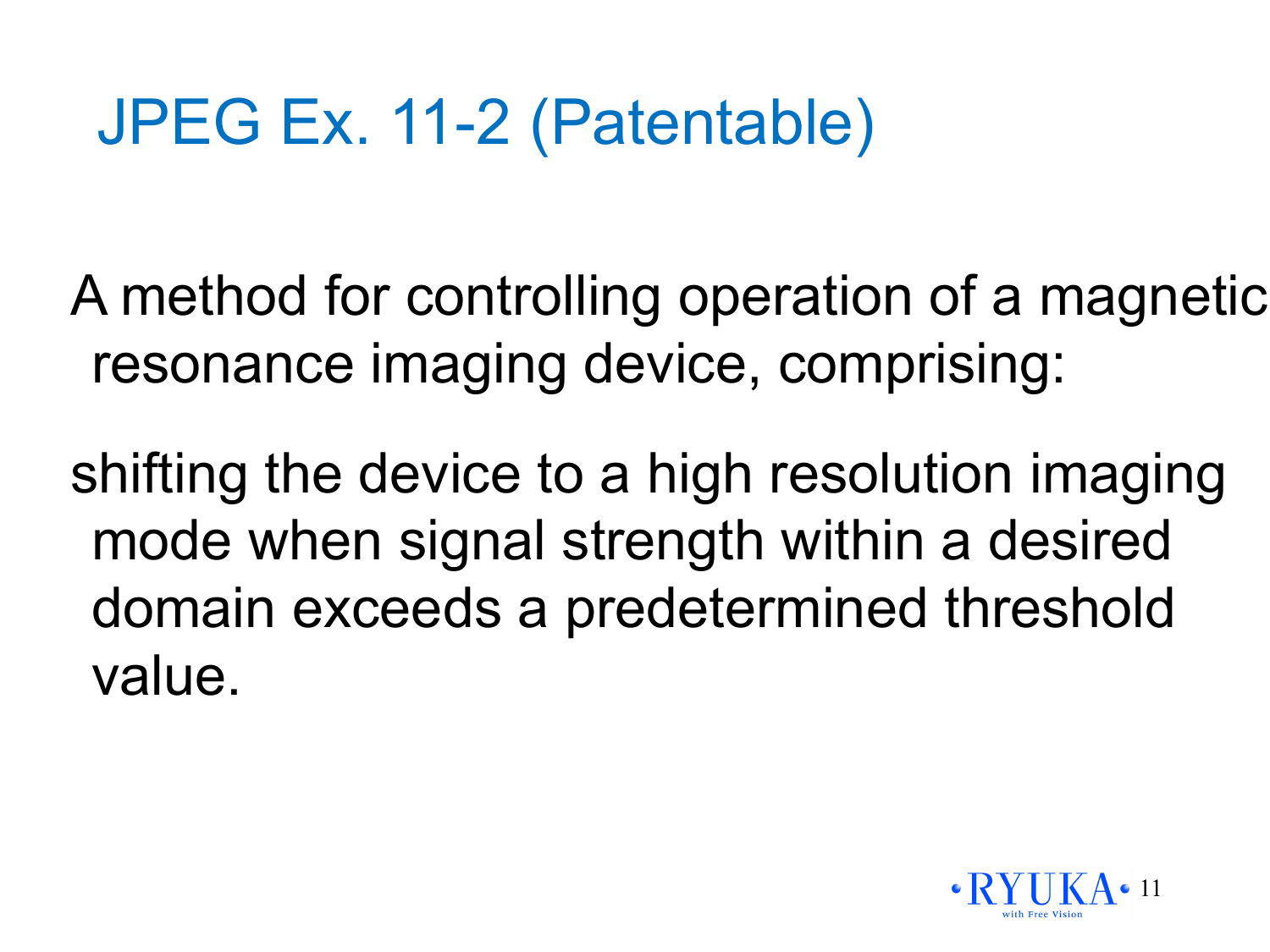# JPEG Ex. 11-2 (Patentable)

A method for controlling operation of a magnetic resonance imaging device, comprising:

shifting the device to a high resolution imaging mode when signal strength within a desired domain exceeds a predetermined threshold value.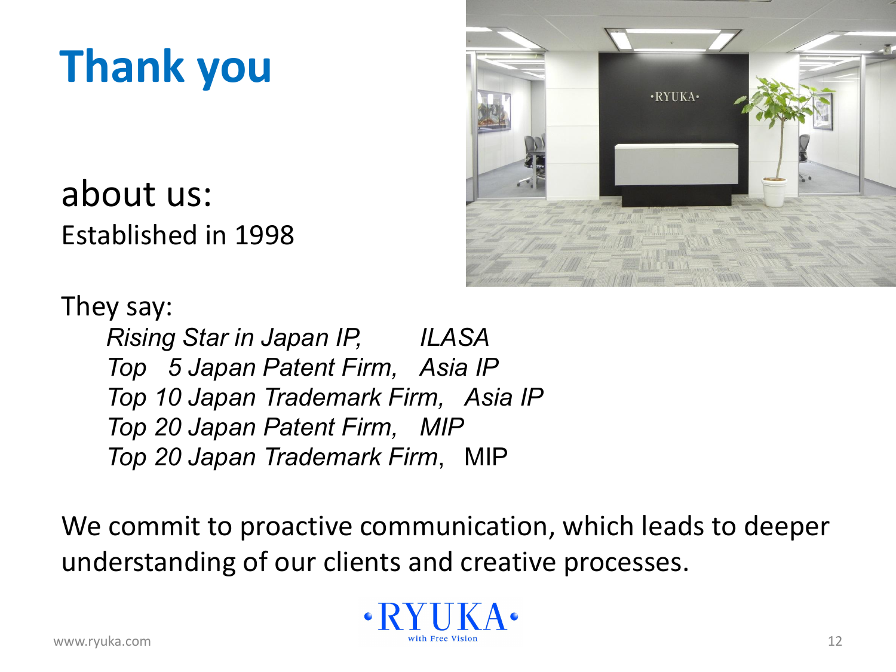# Thank you

## about us:

Established in 1998

They say:

*Rising Star in Japan IP,* *ILASA*
*Top 5 Japan Patent Firm,* *Asia IP*
*Top 10 Japan Trademark Firm,* *Asia IP*
*Top 20 Japan Patent Firm,* *MIP*
*Top 20 Japan Trademark Firm*, MIP

We commit to proactive communication, which leads to deeper understanding of our clients and creative processes.

www.ryuka.com

•RYUKA•
with Free Vision